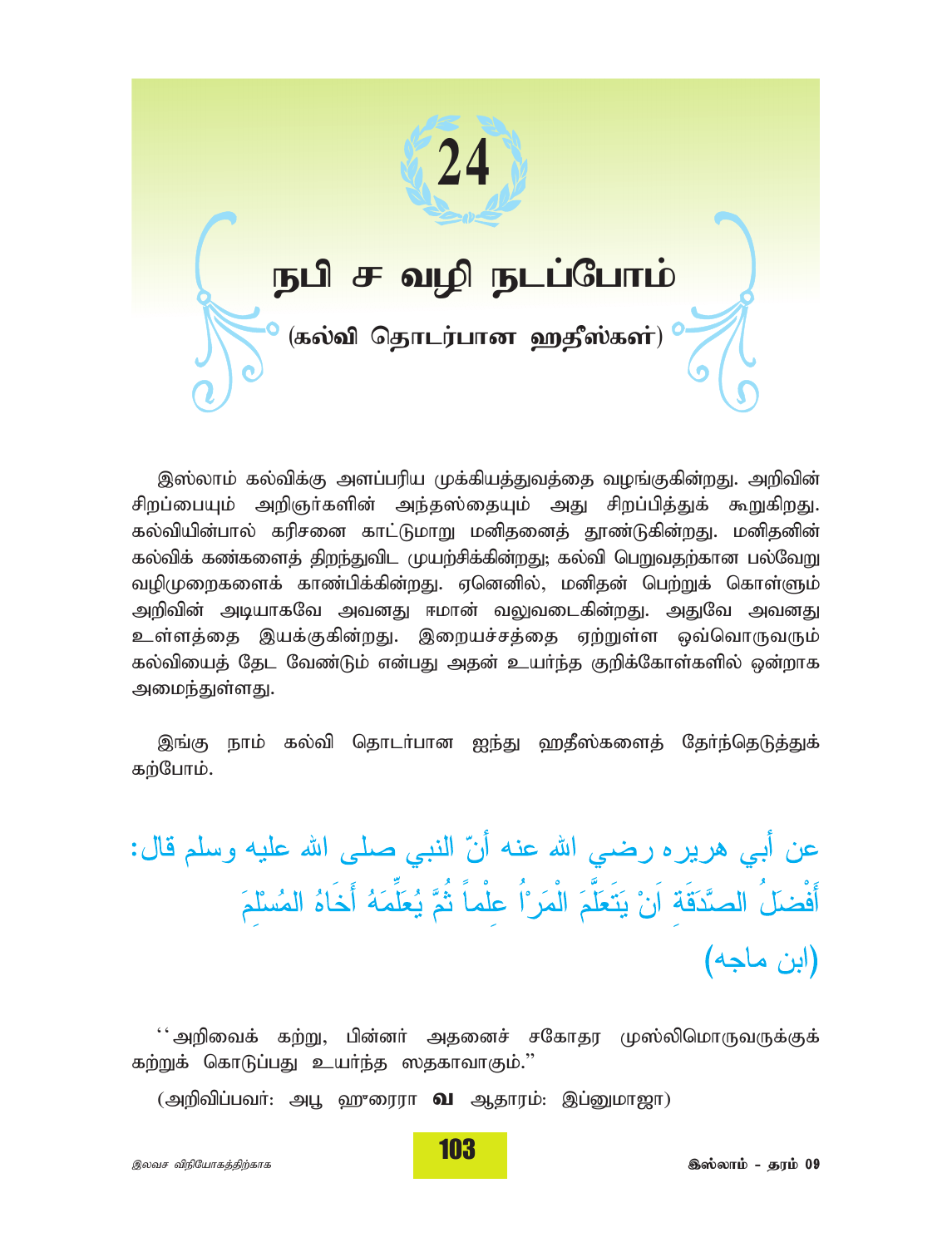# 24

# நபி ஸ வழி நடப்போம்

## (கல்வி தொடர்பான ஹதீஸ்கள்)

இஸ்லாம் கல்விக்கு அளப்பரிய முக்கியத்துவத்தை வழங்குகின்றது. அறிவின் சிறப்பையும் அறிஞர்களின் அந்தஸ்தையும் அது சிறப்பித்துக் கூறுகிறது. கல்வியின்பால் கரிசனை காட்டுமாறு மனிதனைத் தூண்டுகின்றது. மனிதனின் கல்விக் கண்களைத் திறந்துவிட முயற்சிக்கின்றது; கல்வி பெறுவதற்கான பல்வேறு வழிமுறைகளைக் காண்பிக்கின்றது. ஏனெனில், மனிதன் பெற்றுக் கொள்ளும் அறிவின் அடியாகவே அவனது ஈமான் வலுவடைகின்றது. அதுவே அவனது உள்ளத்தை இயக்குகின்றது. இறையச்சத்தை ஏற்றுள்ள ஒவ்வொருவரும் கல்வியைத் தேட வேண்டும் என்பது அதன் உயர்ந்த குறிக்கோள்களில் ஒன்றாக அமைந்துள்ளது.

இங்கு நாம் கல்வி தொடர்பான ஐந்து ஹதீஸ்களைத் தேர்ந்தெடுத்துக் கற்போம்.

عن أبي هريره رضي الله عنه أنّ النبي صلى الله عليه وسلم قال:
أَفْضَلُ الصَّدَقَةِ اَنْ يَتَعَلَّمَ الْمَرْءُ عِلْماً ثُمَّ يُعَلِّمَهُ أَخَاهُ المُسْلِمَ
(ابن ماجه)

"அறிவைக் கற்று, பின்னர் அதனைச் சகோதர முஸ்லிமொருவருக்குக் கற்றுக் கொடுப்பது உயர்ந்த ஸதகாவாகும்."

(அறிவிப்பவர்: அபூ ஹுரைரா வ ஆதாரம்: இப்னுமாஜா)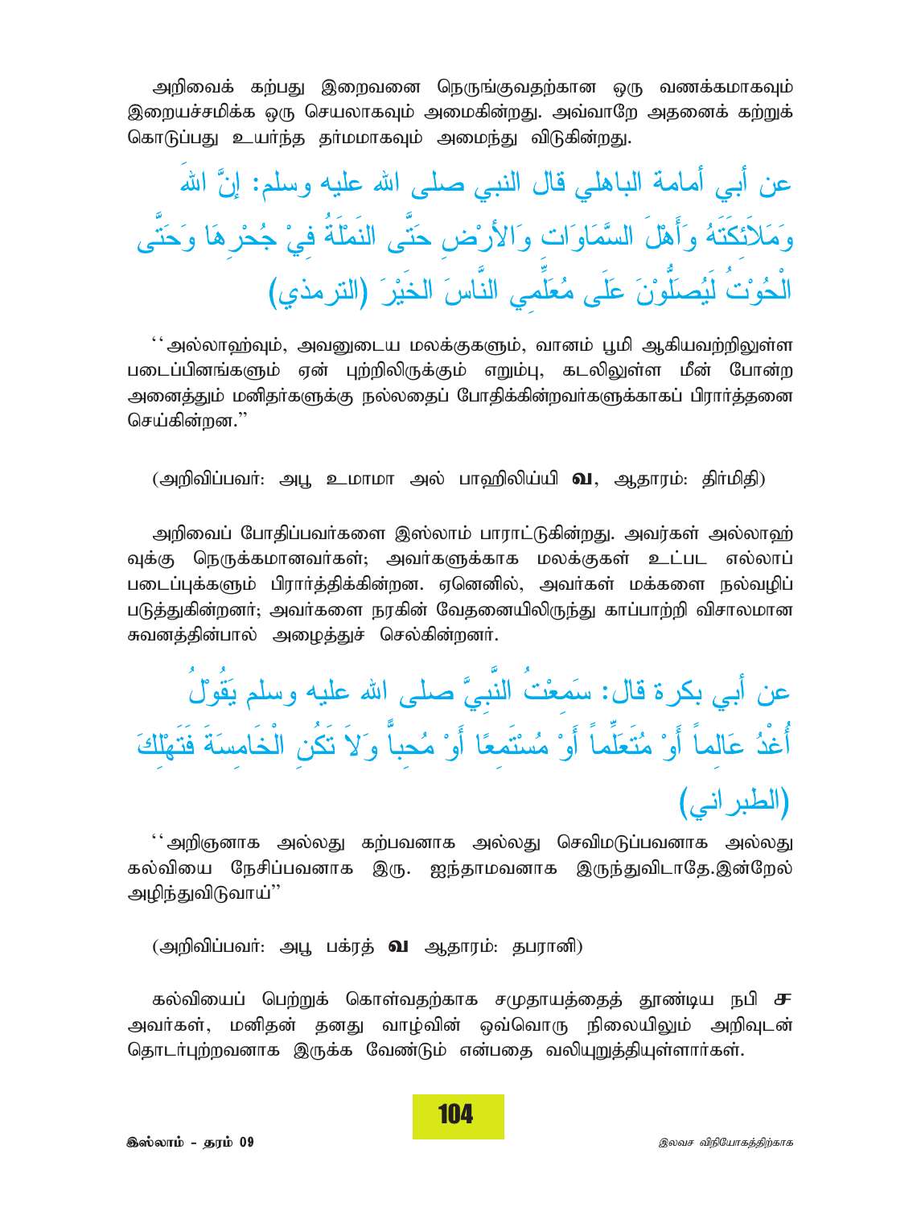அறிவைக் கற்பது இறைவனை நெருங்குவதற்கான ஒரு வணக்கமாகவும் இறையச்சமிக்க ஒரு செயலாகவும் அமைகின்றது. அவ்வாறே அதனைக் கற்றுக் கொடுப்பது உயர்ந்த தர்மமாகவும் அமைந்து விடுகின்றது.

عن أبي أمامة الباهلي قال النبي صلى الله عليه وسلم: إنَّ اللهَ وَمَلاَئِكَتَهُ وَأَهْلَ السَّمَاوَاتِ وَالأَرْضِ حَتَّى النَمْلَةُ فِيْ جُحْرِهَا وَحَتَّى الْحُوْتُ لَيُصَلُّوْنَ عَلَى مُعَلِّمِي النَّاسَ الخَيْرَ (الترمذي)

''அல்லாஹ்வும், அவனுடைய மலக்குகளும், வானம் பூமி ஆகியவற்றிலுள்ள படைப்பினங்களும் ஏன் புற்றிலிருக்கும் எறும்பு, கடலிலுள்ள மீன் போன்ற அனைத்தும் மனிதர்களுக்கு நல்லதைப் போதிக்கின்றவர்களுக்காகப் பிரார்த்தனை செய்கின்றன.''

(அறிவிப்பவர்: அபூ உமாமா அல் பாஹிலிய்யி **வ**, ஆதாரம்: திர்மிதி)

அறிவைப் போதிப்பவர்களை இஸ்லாம் பாராட்டுகின்றது. அவர்கள் அல்லாஹ் வுக்கு நெருக்கமானவர்கள்; அவர்களுக்காக மலக்குகள் உட்பட எல்லாப் படைப்புக்களும் பிரார்த்திக்கின்றன. ஏனெனில், அவர்கள் மக்களை நல்வழிப் படுத்துகின்றனர்; அவர்களை நரகின் வேதனையிலிருந்து காப்பாற்றி விசாலமான சுவனத்தின்பால் அழைத்துச் செல்கின்றனர்.

عن أبي بكرة قال: سَمِعْتُ النَّبِيَّ صلى الله عليه وسلم يَقُوْلُ أُغْدُ عَالِماً أَوْ مُتَعَلِّماً أَوْ مُسْتَمِعًا أَوْ مُحِباً وَلاَ تَكُنِ الْخَامِسَةَ فَتَهْلِكَ (الطبراني)

''அறிஞனாக அல்லது கற்பவனாக அல்லது செவிமடுப்பவனாக அல்லது கல்வியை நேசிப்பவனாக இரு. ஐந்தாமவனாக இருந்துவிடாதே.இன்றேல் அழிந்துவிடுவாய்''

(அறிவிப்பவர்: அபூ பக்ரத் **வ** ஆதாரம்: தபரானி)

கல்வியைப் பெற்றுக் கொள்வதற்காக சமுதாயத்தைத் தூண்டிய நபி **ஸ** அவர்கள், மனிதன் தனது வாழ்வின் ஒவ்வொரு நிலையிலும் அறிவுடன் தொடர்புற்றவனாக இருக்க வேண்டும் என்பதை வலியுறுத்தியுள்ளார்கள்.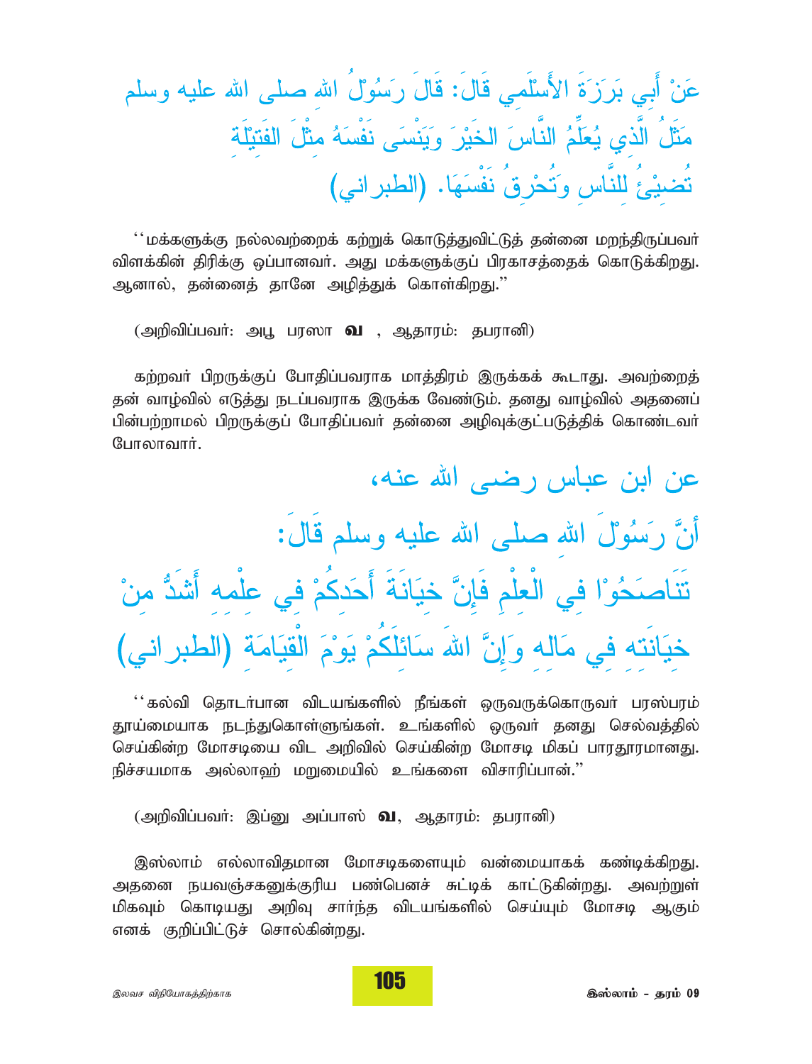عَنْ أَبِي بَرْزَةَ الأَسْلَمِي قَالَ: قَالَ رَسُوْلُ اللهِ صلى الله عليه وسلم
مَثَلُ الَّذِي يُعَلِّمُ النَّاسَ الخَيْرَ وَيَنْسَى نَفْسَهُ مِثْلَ الفَتِيْلَةِ
تُضِيْئُ لِلنَّاسِ وَتُحْرِقُ نَفْسَهَا. (الطبراني)

''மக்களுக்கு நல்லவற்றைக் கற்றுக் கொடுத்துவிட்டுத் தன்னை மறந்திருப்பவர் விளக்கின் திரிக்கு ஒப்பானவர். அது மக்களுக்குப் பிரகாசத்தைக் கொடுக்கிறது. ஆனால், தன்னைத் தானே அழித்துக் கொள்கிறது.''

(அறிவிப்பவர்: அபூ பரஸா **வ** , ஆதாரம்: தபரானி)

கற்றவர் பிறருக்குப் போதிப்பவராக மாத்திரம் இருக்கக் கூடாது. அவற்றைத் தன் வாழ்வில் எடுத்து நடப்பவராக இருக்க வேண்டும். தனது வாழ்வில் அதனைப் பின்பற்றாமல் பிறருக்குப் போதிப்பவர் தன்னை அழிவுக்குட்படுத்திக் கொண்டவர் போலாவார்.

عن ابن عباس رضى الله عنه،
أَنَّ رَسُوْلَ اللهِ صلى الله عليه وسلم قَالَ:
تَنَاصَحُوْا فِي الْعِلْمِ فَإِنَّ خِيَانَةَ أَحَدِكُمْ فِي عِلْمِهِ أَشَدُّ مِنْ
خِيَانَتِهِ فِي مَالِهِ وَإِنَّ اللهَ سَائِلُكُمْ يَوْمَ الْقِيَامَةِ (الطبراني)

''கல்வி தொடர்பான விடயங்களில் நீங்கள் ஒருவருக்கொருவர் பரஸ்பரம் தூய்மையாக நடந்துகொள்ளுங்கள். உங்களில் ஒருவர் தனது செல்வத்தில் செய்கின்ற மோசடியை விட அறிவில் செய்கின்ற மோசடி மிகப் பாரதூரமானது. நிச்சயமாக அல்லாஹ் மறுமையில் உங்களை விசாரிப்பான்.''

(அறிவிப்பவர்: இப்னு அப்பாஸ் **வ**, ஆதாரம்: தபரானி)

இஸ்லாம் எல்லாவிதமான மோசடிகளையும் வன்மையாகக் கண்டிக்கிறது. அதனை நயவஞ்சகனுக்குரிய பண்பெனச் சுட்டிக் காட்டுகின்றது. அவற்றுள் மிகவும் கொடியது அறிவு சார்ந்த விடயங்களில் செய்யும் மோசடி ஆகும் எனக் குறிப்பிட்டுச் சொல்கின்றது.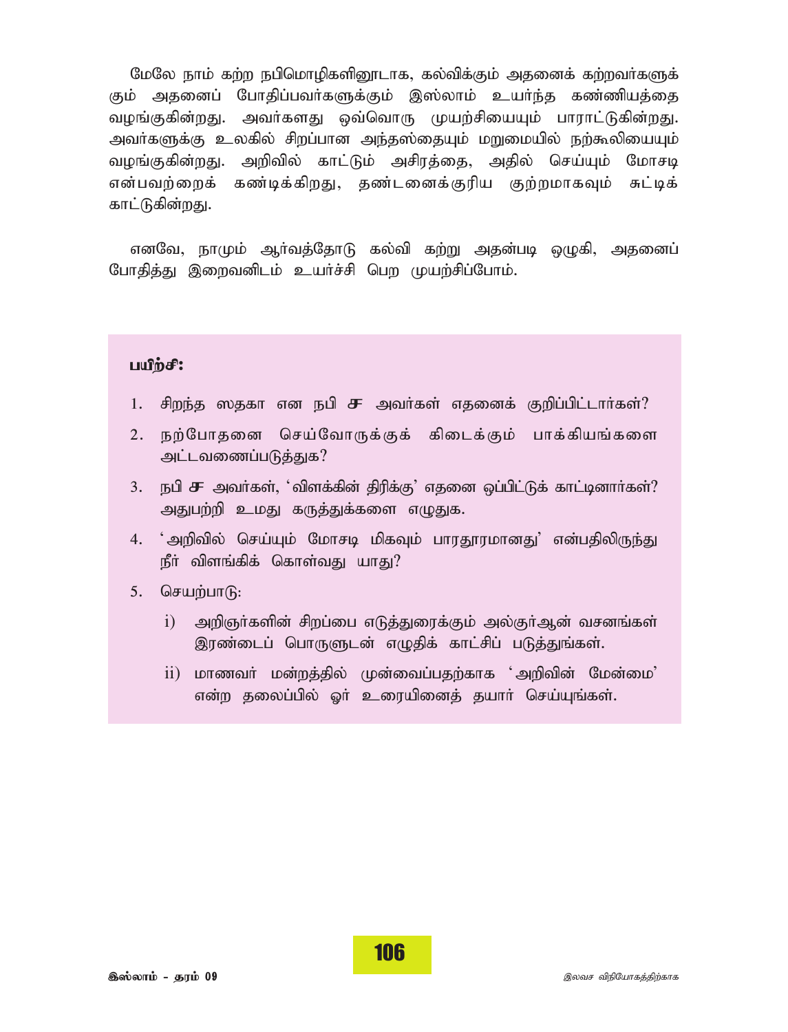மேலே நாம் கற்ற நபிமொழிகளினூடாக, கல்விக்கும் அதனைக் கற்றவர்களுக்கும் அதனைப் போதிப்பவர்களுக்கும் இஸ்லாம் உயர்ந்த கண்ணியத்தை வழங்குகின்றது. அவர்களது ஒவ்வொரு முயற்சியையும் பாராட்டுகின்றது. அவர்களுக்கு உலகில் சிறப்பான அந்தஸ்தையும் மறுமையில் நற்கூலியையும் வழங்குகின்றது. அறிவில் காட்டும் அசிரத்தை, அதில் செய்யும் மோசடி என்பவற்றைக் கண்டிக்கிறது, தண்டனைக்குரிய குற்றமாகவும் சுட்டிக் காட்டுகின்றது.

எனவே, நாமும் ஆர்வத்தோடு கல்வி கற்று அதன்படி ஒழுகி, அதனைப் போதித்து இறைவனிடம் உயர்ச்சி பெற முயற்சிப்போம்.

**பயிற்சி:**

1. சிறந்த ஸதகா என நபி ஸ அவர்கள் எதனைக் குறிப்பிட்டார்கள்?
2. நற்போதனை செய்வோருக்குக் கிடைக்கும் பாக்கியங்களை அட்டவணைப்படுத்துக?
3. நபி ஸ அவர்கள், 'விளக்கின் திரிக்கு' எதனை ஒப்பிட்டுக் காட்டினார்கள்? அதுபற்றி உமது கருத்துக்களை எழுதுக.
4. 'அறிவில் செய்யும் மோசடி மிகவும் பாரதூரமானது' என்பதிலிருந்து நீர் விளங்கிக் கொள்வது யாது?
5. செயற்பாடு:
   i) அறிஞர்களின் சிறப்பை எடுத்துரைக்கும் அல்குர்ஆன் வசனங்கள் இரண்டைப் பொருளுடன் எழுதிக் காட்சிப் படுத்துங்கள்.
   ii) மாணவர் மன்றத்தில் முன்வைப்பதற்காக 'அறிவின் மேன்மை' என்ற தலைப்பில் ஓர் உரையினைத் தயார் செய்யுங்கள்.